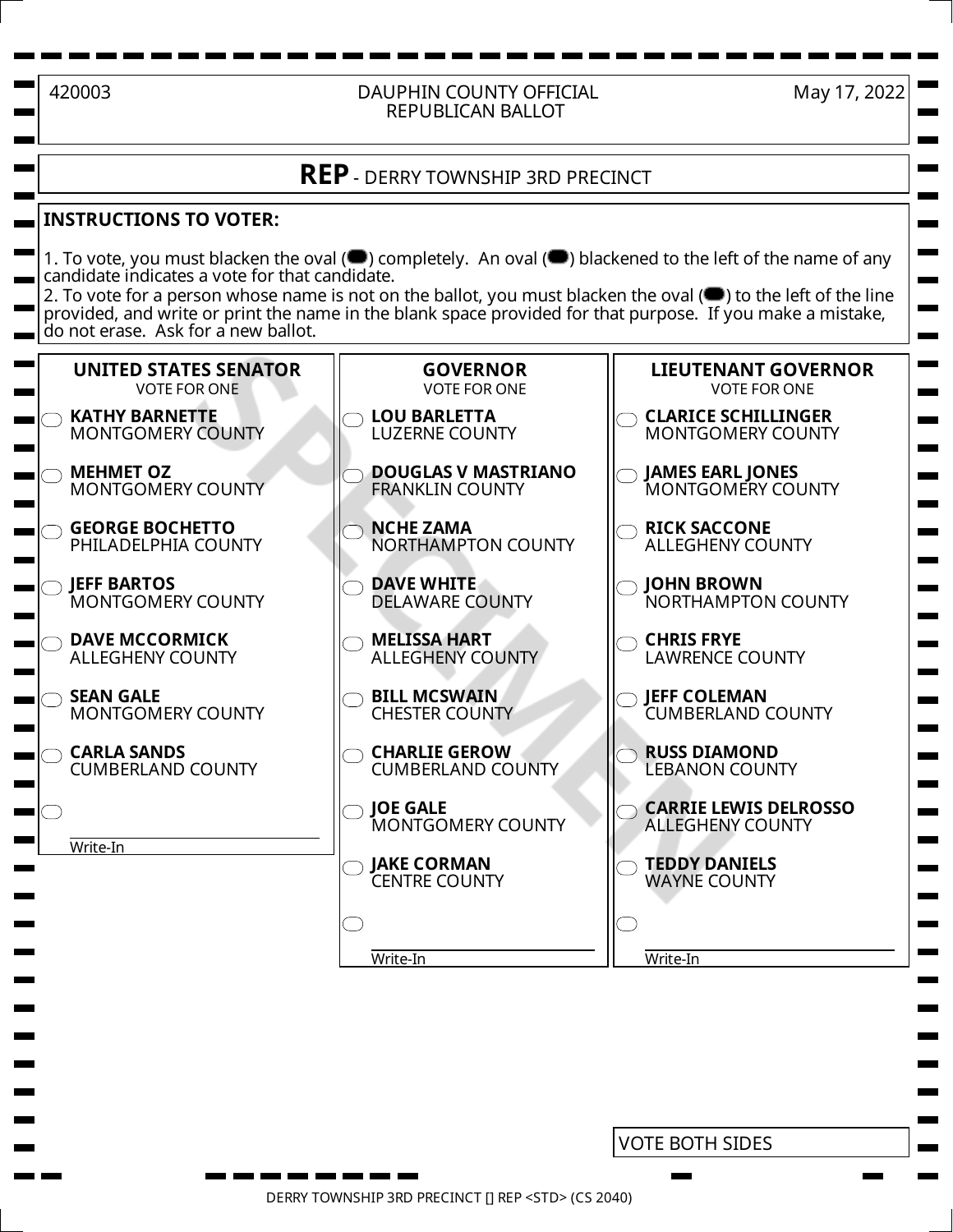420003

DAUPHIN COUNTY OFFICIAL
REPUBLICAN BALLOT

May 17, 2022

# REP - DERRY TOWNSHIP 3RD PRECINCT

**INSTRUCTIONS TO VOTER:**

1. To vote, you must blacken the oval (⬬) completely. An oval (⬬) blackened to the left of the name of any candidate indicates a vote for that candidate.
2. To vote for a person whose name is not on the ballot, you must blacken the oval (⬬) to the left of the line provided, and write or print the name in the blank space provided for that purpose. If you make a mistake, do not erase. Ask for a new ballot.

## UNITED STATES SENATOR
VOTE FOR ONE

- **KATHY BARNETTE** MONTGOMERY COUNTY
- **MEHMET OZ** MONTGOMERY COUNTY
- **GEORGE BOCHETTO** PHILADELPHIA COUNTY
- **JEFF BARTOS** MONTGOMERY COUNTY
- **DAVE MCCORMICK** ALLEGHENY COUNTY
- **SEAN GALE** MONTGOMERY COUNTY
- **CARLA SANDS** CUMBERLAND COUNTY
- Write-In

## GOVERNOR
VOTE FOR ONE

- **LOU BARLETTA** LUZERNE COUNTY
- **DOUGLAS V MASTRIANO** FRANKLIN COUNTY
- **NCHE ZAMA** NORTHAMPTON COUNTY
- **DAVE WHITE** DELAWARE COUNTY
- **MELISSA HART** ALLEGHENY COUNTY
- **BILL MCSWAIN** CHESTER COUNTY
- **CHARLIE GEROW** CUMBERLAND COUNTY
- **JOE GALE** MONTGOMERY COUNTY
- **JAKE CORMAN** CENTRE COUNTY
- Write-In

## LIEUTENANT GOVERNOR
VOTE FOR ONE

- **CLARICE SCHILLINGER** MONTGOMERY COUNTY
- **JAMES EARL JONES** MONTGOMERY COUNTY
- **RICK SACCONE** ALLEGHENY COUNTY
- **JOHN BROWN** NORTHAMPTON COUNTY
- **CHRIS FRYE** LAWRENCE COUNTY
- **JEFF COLEMAN** CUMBERLAND COUNTY
- **RUSS DIAMOND** LEBANON COUNTY
- **CARRIE LEWIS DELROSSO** ALLEGHENY COUNTY
- **TEDDY DANIELS** WAYNE COUNTY
- Write-In

VOTE BOTH SIDES

DERRY TOWNSHIP 3RD PRECINCT [] REP <STD> (CS 2040)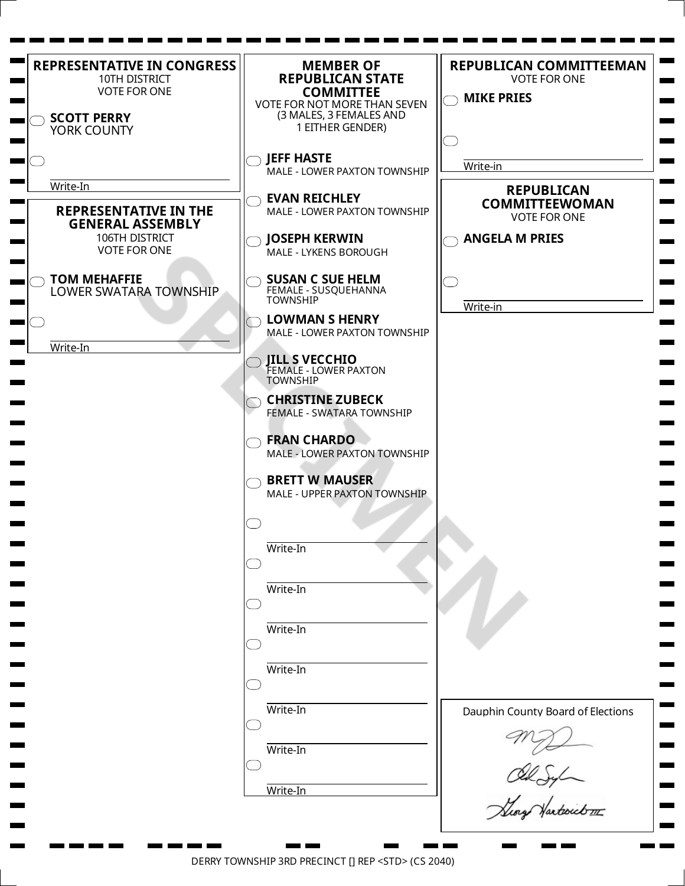## REPRESENTATIVE IN CONGRESS

10TH DISTRICT
VOTE FOR ONE

- **SCOTT PERRY**
  YORK COUNTY
- Write-In

## REPRESENTATIVE IN THE GENERAL ASSEMBLY

106TH DISTRICT
VOTE FOR ONE

- **TOM MEHAFFIE**
  LOWER SWATARA TOWNSHIP
- Write-In

## MEMBER OF REPUBLICAN STATE COMMITTEE

VOTE FOR NOT MORE THAN SEVEN
(3 MALES, 3 FEMALES AND
1 EITHER GENDER)

- **JEFF HASTE**
  MALE - LOWER PAXTON TOWNSHIP
- **EVAN REICHLEY**
  MALE - LOWER PAXTON TOWNSHIP
- **JOSEPH KERWIN**
  MALE - LYKENS BOROUGH
- **SUSAN C SUE HELM**
  FEMALE - SUSQUEHANNA TOWNSHIP
- **LOWMAN S HENRY**
  MALE - LOWER PAXTON TOWNSHIP
- **JILL S VECCHIO**
  FEMALE - LOWER PAXTON TOWNSHIP
- **CHRISTINE ZUBECK**
  FEMALE - SWATARA TOWNSHIP
- **FRAN CHARDO**
  MALE - LOWER PAXTON TOWNSHIP
- **BRETT W MAUSER**
  MALE - UPPER PAXTON TOWNSHIP
- Write-In
- Write-In
- Write-In
- Write-In
- Write-In
- Write-In
- Write-In

## REPUBLICAN COMMITTEEMAN

VOTE FOR ONE

- **MIKE PRIES**
- Write-in

## REPUBLICAN COMMITTEEWOMAN

VOTE FOR ONE

- **ANGELA M PRIES**
- Write-in

Dauphin County Board of Elections

SPECIMEN

DERRY TOWNSHIP 3RD PRECINCT [] REP <STD> (CS 2040)